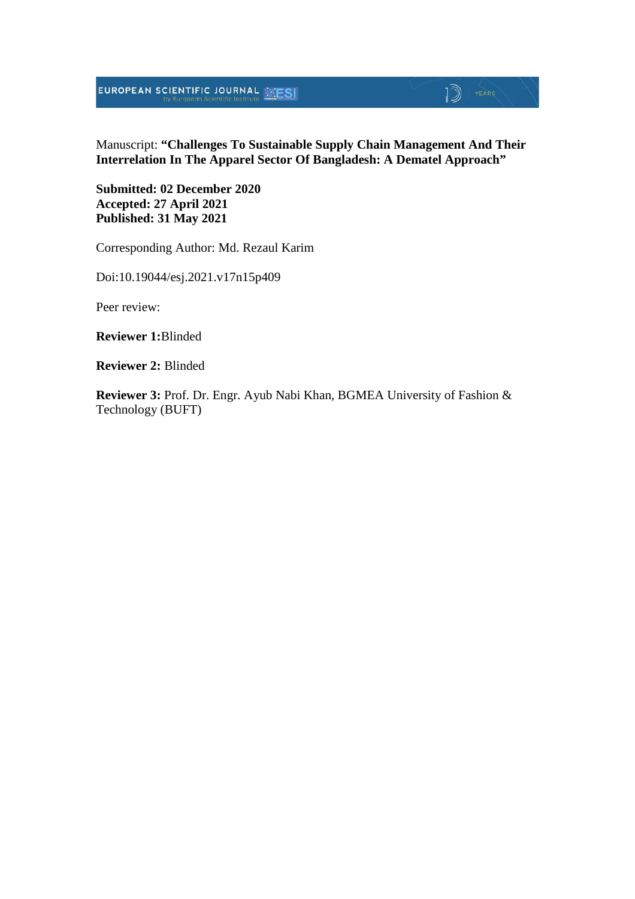Manuscript: **"Challenges To Sustainable Supply Chain Management And Their Interrelation In The Apparel Sector Of Bangladesh: A Dematel Approach"**

**Submitted: 02 December 2020**
**Accepted: 27 April 2021**
**Published: 31 May 2021**

Corresponding Author: Md. Rezaul Karim

Doi:10.19044/esj.2021.v17n15p409

Peer review:

**Reviewer 1:**Blinded

**Reviewer 2:** Blinded

**Reviewer 3:** Prof. Dr. Engr. Ayub Nabi Khan, BGMEA University of Fashion & Technology (BUFT)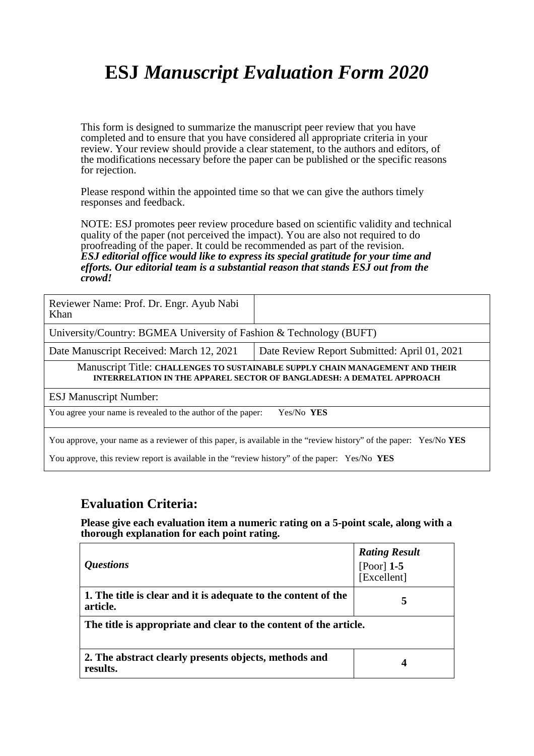# ESJ *Manuscript Evaluation Form 2020*

This form is designed to summarize the manuscript peer review that you have completed and to ensure that you have considered all appropriate criteria in your review. Your review should provide a clear statement, to the authors and editors, of the modifications necessary before the paper can be published or the specific reasons for rejection.

Please respond within the appointed time so that we can give the authors timely responses and feedback.

NOTE: ESJ promotes peer review procedure based on scientific validity and technical quality of the paper (not perceived the impact). You are also not required to do proofreading of the paper. It could be recommended as part of the revision.
***ESJ editorial office would like to express its special gratitude for your time and efforts. Our editorial team is a substantial reason that stands ESJ out from the crowd!***

| Reviewer Name: Prof. Dr. Engr. Ayub Nabi Khan | |
|---|---|
| University/Country: BGMEA University of Fashion & Technology (BUFT) | |
| Date Manuscript Received: March 12, 2021 | Date Review Report Submitted: April 01, 2021 |
| Manuscript Title: **CHALLENGES TO SUSTAINABLE SUPPLY CHAIN MANAGEMENT AND THEIR INTERRELATION IN THE APPAREL SECTOR OF BANGLADESH: A DEMATEL APPROACH** | |
| ESJ Manuscript Number: | |
| You agree your name is revealed to the author of the paper: Yes/No **YES** | |
| You approve, your name as a reviewer of this paper, is available in the "review history" of the paper: Yes/No **YES**<br>You approve, this review report is available in the "review history" of the paper: Yes/No **YES** | |

## Evaluation Criteria:

**Please give each evaluation item a numeric rating on a 5-point scale, along with a thorough explanation for each point rating.**

| *Questions* | ***Rating Result*** [Poor] **1-5** [Excellent] |
|---|---|
| **1. The title is clear and it is adequate to the content of the article.** | **5** |
| **The title is appropriate and clear to the content of the article.** | |
| **2. The abstract clearly presents objects, methods and results.** | **4** |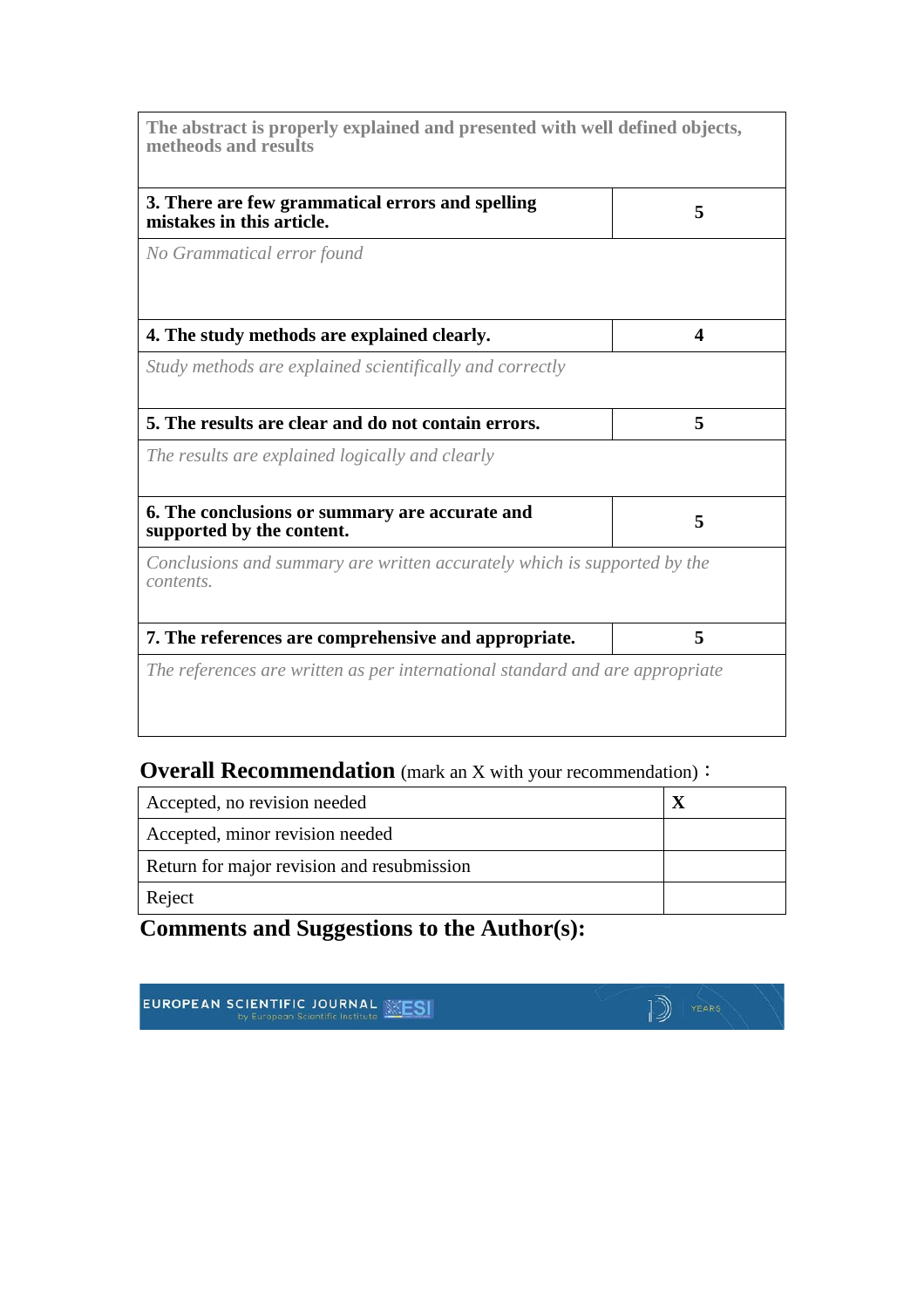| | |
|---|---|
| **The abstract is properly explained and presented with well defined objects, metheods and results** | |
| **3. There are few grammatical errors and spelling mistakes in this article.** | **5** |
| *No Grammatical error found* | |
| **4. The study methods are explained clearly.** | **4** |
| *Study methods are explained scientifically and correctly* | |
| **5. The results are clear and do not contain errors.** | **5** |
| *The results are explained logically and clearly* | |
| **6. The conclusions or summary are accurate and supported by the content.** | **5** |
| *Conclusions and summary are written accurately which is supported by the contents.* | |
| **7. The references are comprehensive and appropriate.** | **5** |
| *The references are written as per international standard and are appropriate* | |

## Overall Recommendation (mark an X with your recommendation)：

| | |
|---|---|
| Accepted, no revision needed | **X** |
| Accepted, minor revision needed | |
| Return for major revision and resubmission | |
| Reject | |

## Comments and Suggestions to the Author(s):